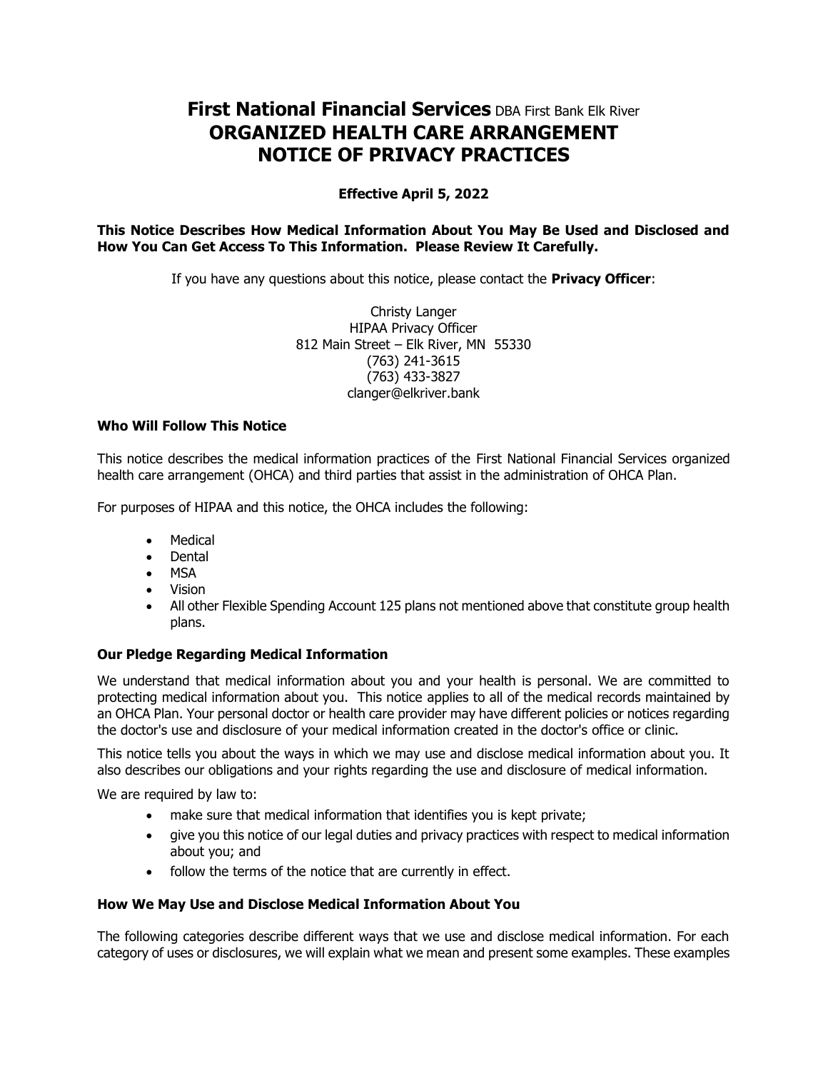# **First National Financial Services** DBA First Bank Elk River
# ORGANIZED HEALTH CARE ARRANGEMENT
# NOTICE OF PRIVACY PRACTICES

**Effective April 5, 2022**

**This Notice Describes How Medical Information About You May Be Used and Disclosed and How You Can Get Access To This Information. Please Review It Carefully.**

If you have any questions about this notice, please contact the **Privacy Officer**:

Christy Langer
HIPAA Privacy Officer
812 Main Street – Elk River, MN 55330
(763) 241-3615
(763) 433-3827
clanger@elkriver.bank

### Who Will Follow This Notice

This notice describes the medical information practices of the First National Financial Services organized health care arrangement (OHCA) and third parties that assist in the administration of OHCA Plan.

For purposes of HIPAA and this notice, the OHCA includes the following:

- Medical
- Dental
- MSA
- Vision
- All other Flexible Spending Account 125 plans not mentioned above that constitute group health plans.

### Our Pledge Regarding Medical Information

We understand that medical information about you and your health is personal. We are committed to protecting medical information about you. This notice applies to all of the medical records maintained by an OHCA Plan. Your personal doctor or health care provider may have different policies or notices regarding the doctor's use and disclosure of your medical information created in the doctor's office or clinic.

This notice tells you about the ways in which we may use and disclose medical information about you. It also describes our obligations and your rights regarding the use and disclosure of medical information.

We are required by law to:

- make sure that medical information that identifies you is kept private;
- give you this notice of our legal duties and privacy practices with respect to medical information about you; and
- follow the terms of the notice that are currently in effect.

### How We May Use and Disclose Medical Information About You

The following categories describe different ways that we use and disclose medical information. For each category of uses or disclosures, we will explain what we mean and present some examples. These examples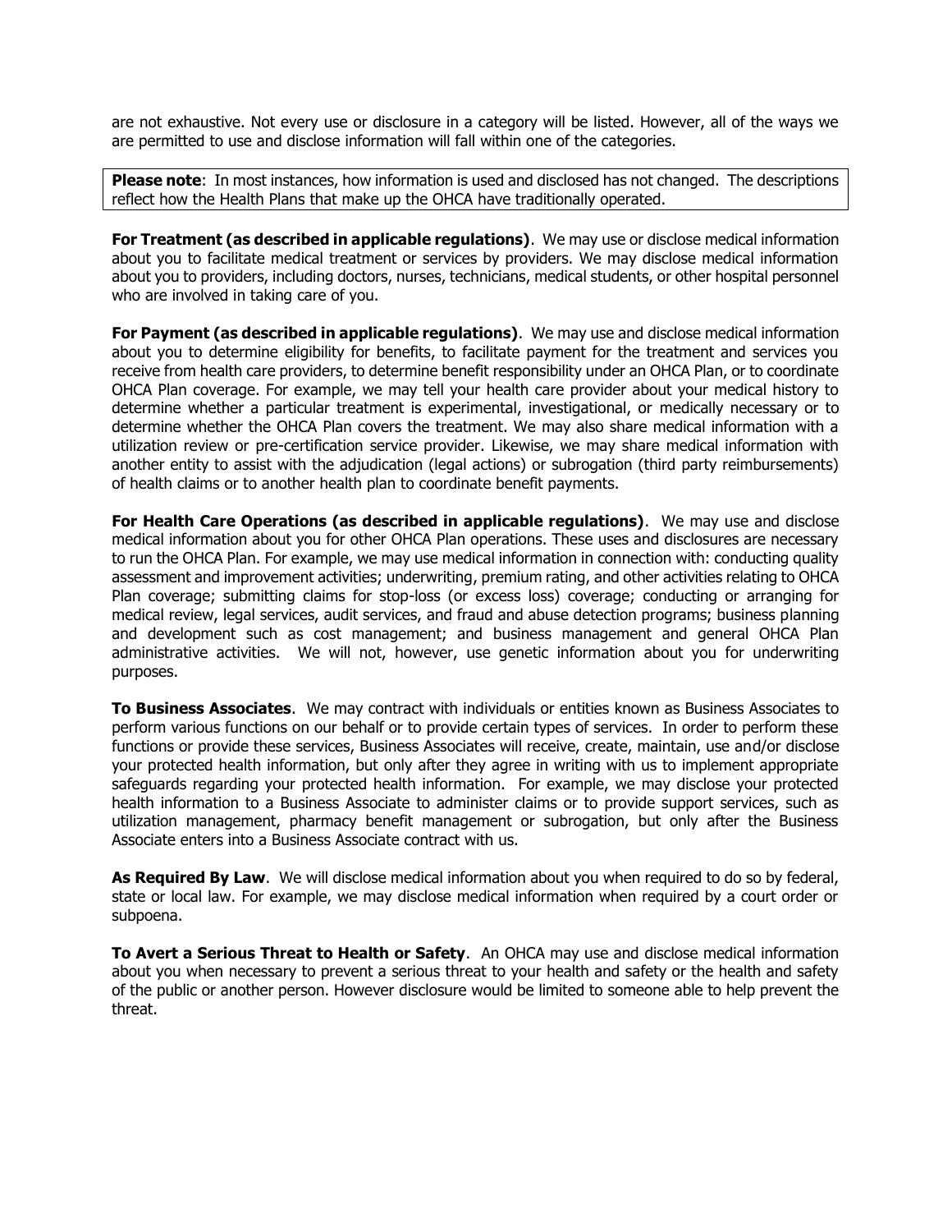are not exhaustive. Not every use or disclosure in a category will be listed. However, all of the ways we are permitted to use and disclose information will fall within one of the categories.

**Please note**: In most instances, how information is used and disclosed has not changed. The descriptions reflect how the Health Plans that make up the OHCA have traditionally operated.

**For Treatment (as described in applicable regulations)**. We may use or disclose medical information about you to facilitate medical treatment or services by providers. We may disclose medical information about you to providers, including doctors, nurses, technicians, medical students, or other hospital personnel who are involved in taking care of you.

**For Payment (as described in applicable regulations)**. We may use and disclose medical information about you to determine eligibility for benefits, to facilitate payment for the treatment and services you receive from health care providers, to determine benefit responsibility under an OHCA Plan, or to coordinate OHCA Plan coverage. For example, we may tell your health care provider about your medical history to determine whether a particular treatment is experimental, investigational, or medically necessary or to determine whether the OHCA Plan covers the treatment. We may also share medical information with a utilization review or pre-certification service provider. Likewise, we may share medical information with another entity to assist with the adjudication (legal actions) or subrogation (third party reimbursements) of health claims or to another health plan to coordinate benefit payments.

**For Health Care Operations (as described in applicable regulations)**. We may use and disclose medical information about you for other OHCA Plan operations. These uses and disclosures are necessary to run the OHCA Plan. For example, we may use medical information in connection with: conducting quality assessment and improvement activities; underwriting, premium rating, and other activities relating to OHCA Plan coverage; submitting claims for stop-loss (or excess loss) coverage; conducting or arranging for medical review, legal services, audit services, and fraud and abuse detection programs; business planning and development such as cost management; and business management and general OHCA Plan administrative activities. We will not, however, use genetic information about you for underwriting purposes.

**To Business Associates**. We may contract with individuals or entities known as Business Associates to perform various functions on our behalf or to provide certain types of services. In order to perform these functions or provide these services, Business Associates will receive, create, maintain, use and/or disclose your protected health information, but only after they agree in writing with us to implement appropriate safeguards regarding your protected health information. For example, we may disclose your protected health information to a Business Associate to administer claims or to provide support services, such as utilization management, pharmacy benefit management or subrogation, but only after the Business Associate enters into a Business Associate contract with us.

**As Required By Law**. We will disclose medical information about you when required to do so by federal, state or local law. For example, we may disclose medical information when required by a court order or subpoena.

**To Avert a Serious Threat to Health or Safety**. An OHCA may use and disclose medical information about you when necessary to prevent a serious threat to your health and safety or the health and safety of the public or another person. However disclosure would be limited to someone able to help prevent the threat.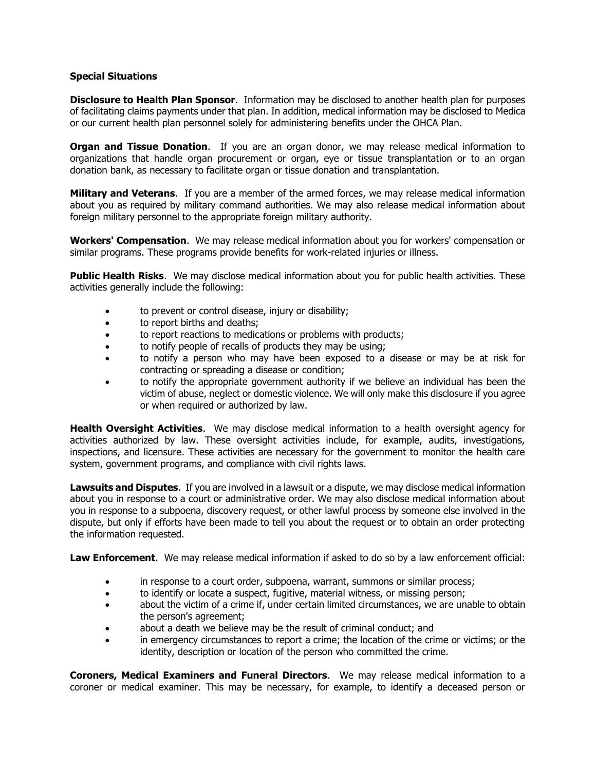**Special Situations**

**Disclosure to Health Plan Sponsor**. Information may be disclosed to another health plan for purposes of facilitating claims payments under that plan. In addition, medical information may be disclosed to Medica or our current health plan personnel solely for administering benefits under the OHCA Plan.

**Organ and Tissue Donation**. If you are an organ donor, we may release medical information to organizations that handle organ procurement or organ, eye or tissue transplantation or to an organ donation bank, as necessary to facilitate organ or tissue donation and transplantation.

**Military and Veterans**. If you are a member of the armed forces, we may release medical information about you as required by military command authorities. We may also release medical information about foreign military personnel to the appropriate foreign military authority.

**Workers' Compensation**. We may release medical information about you for workers' compensation or similar programs. These programs provide benefits for work-related injuries or illness.

**Public Health Risks**. We may disclose medical information about you for public health activities. These activities generally include the following:

- to prevent or control disease, injury or disability;
- to report births and deaths;
- to report reactions to medications or problems with products;
- to notify people of recalls of products they may be using;
- to notify a person who may have been exposed to a disease or may be at risk for contracting or spreading a disease or condition;
- to notify the appropriate government authority if we believe an individual has been the victim of abuse, neglect or domestic violence. We will only make this disclosure if you agree or when required or authorized by law.

**Health Oversight Activities**. We may disclose medical information to a health oversight agency for activities authorized by law. These oversight activities include, for example, audits, investigations, inspections, and licensure. These activities are necessary for the government to monitor the health care system, government programs, and compliance with civil rights laws.

**Lawsuits and Disputes**. If you are involved in a lawsuit or a dispute, we may disclose medical information about you in response to a court or administrative order. We may also disclose medical information about you in response to a subpoena, discovery request, or other lawful process by someone else involved in the dispute, but only if efforts have been made to tell you about the request or to obtain an order protecting the information requested.

**Law Enforcement**. We may release medical information if asked to do so by a law enforcement official:

- in response to a court order, subpoena, warrant, summons or similar process;
- to identify or locate a suspect, fugitive, material witness, or missing person;
- about the victim of a crime if, under certain limited circumstances, we are unable to obtain the person's agreement;
- about a death we believe may be the result of criminal conduct; and
- in emergency circumstances to report a crime; the location of the crime or victims; or the identity, description or location of the person who committed the crime.

**Coroners, Medical Examiners and Funeral Directors**. We may release medical information to a coroner or medical examiner. This may be necessary, for example, to identify a deceased person or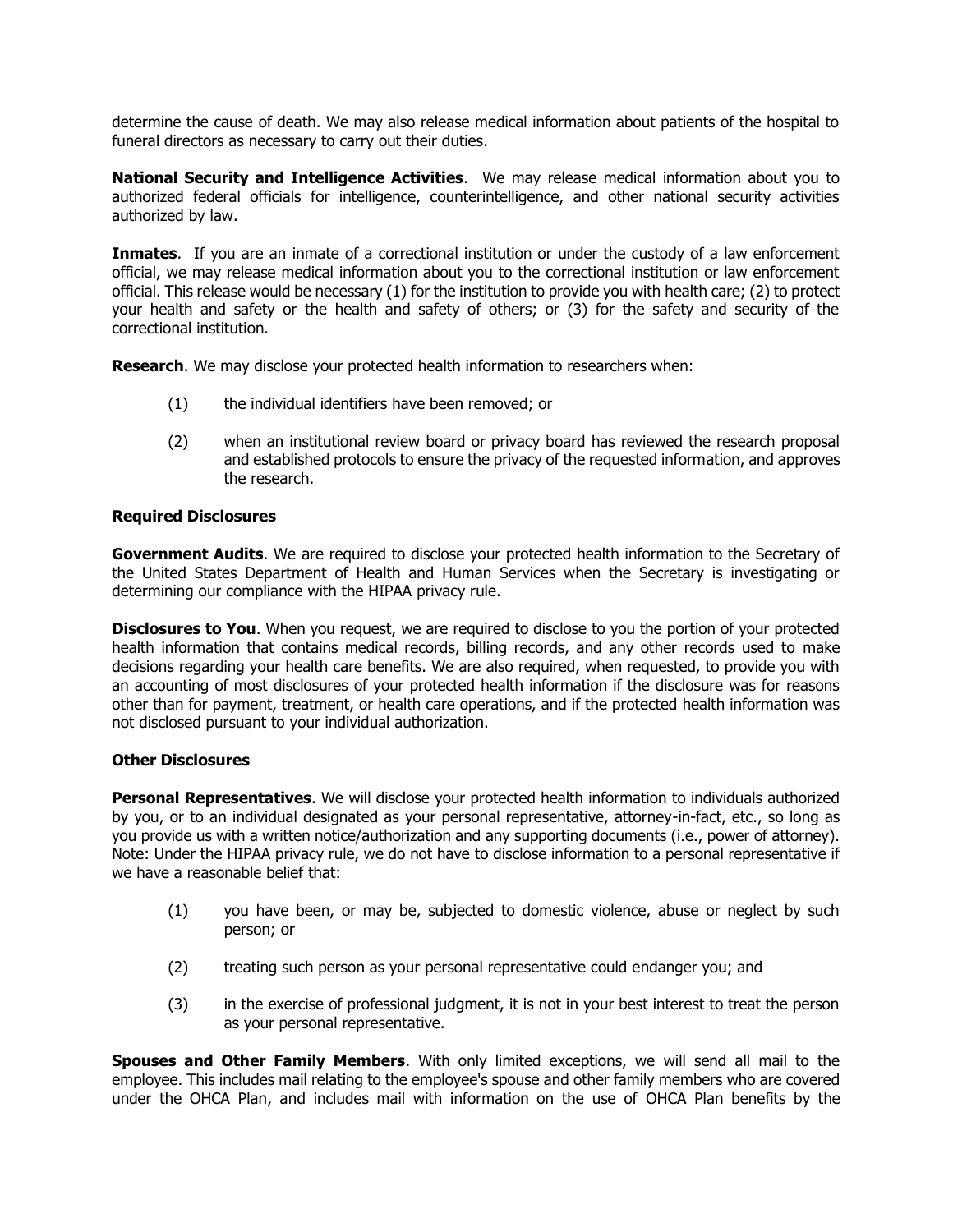determine the cause of death. We may also release medical information about patients of the hospital to funeral directors as necessary to carry out their duties.

**National Security and Intelligence Activities**. We may release medical information about you to authorized federal officials for intelligence, counterintelligence, and other national security activities authorized by law.

**Inmates**. If you are an inmate of a correctional institution or under the custody of a law enforcement official, we may release medical information about you to the correctional institution or law enforcement official. This release would be necessary (1) for the institution to provide you with health care; (2) to protect your health and safety or the health and safety of others; or (3) for the safety and security of the correctional institution.

**Research**. We may disclose your protected health information to researchers when:

(1) the individual identifiers have been removed; or

(2) when an institutional review board or privacy board has reviewed the research proposal and established protocols to ensure the privacy of the requested information, and approves the research.

**Required Disclosures**

**Government Audits**. We are required to disclose your protected health information to the Secretary of the United States Department of Health and Human Services when the Secretary is investigating or determining our compliance with the HIPAA privacy rule.

**Disclosures to You**. When you request, we are required to disclose to you the portion of your protected health information that contains medical records, billing records, and any other records used to make decisions regarding your health care benefits. We are also required, when requested, to provide you with an accounting of most disclosures of your protected health information if the disclosure was for reasons other than for payment, treatment, or health care operations, and if the protected health information was not disclosed pursuant to your individual authorization.

**Other Disclosures**

**Personal Representatives**. We will disclose your protected health information to individuals authorized by you, or to an individual designated as your personal representative, attorney-in-fact, etc., so long as you provide us with a written notice/authorization and any supporting documents (i.e., power of attorney). Note: Under the HIPAA privacy rule, we do not have to disclose information to a personal representative if we have a reasonable belief that:

(1) you have been, or may be, subjected to domestic violence, abuse or neglect by such person; or

(2) treating such person as your personal representative could endanger you; and

(3) in the exercise of professional judgment, it is not in your best interest to treat the person as your personal representative.

**Spouses and Other Family Members**. With only limited exceptions, we will send all mail to the employee. This includes mail relating to the employee's spouse and other family members who are covered under the OHCA Plan, and includes mail with information on the use of OHCA Plan benefits by the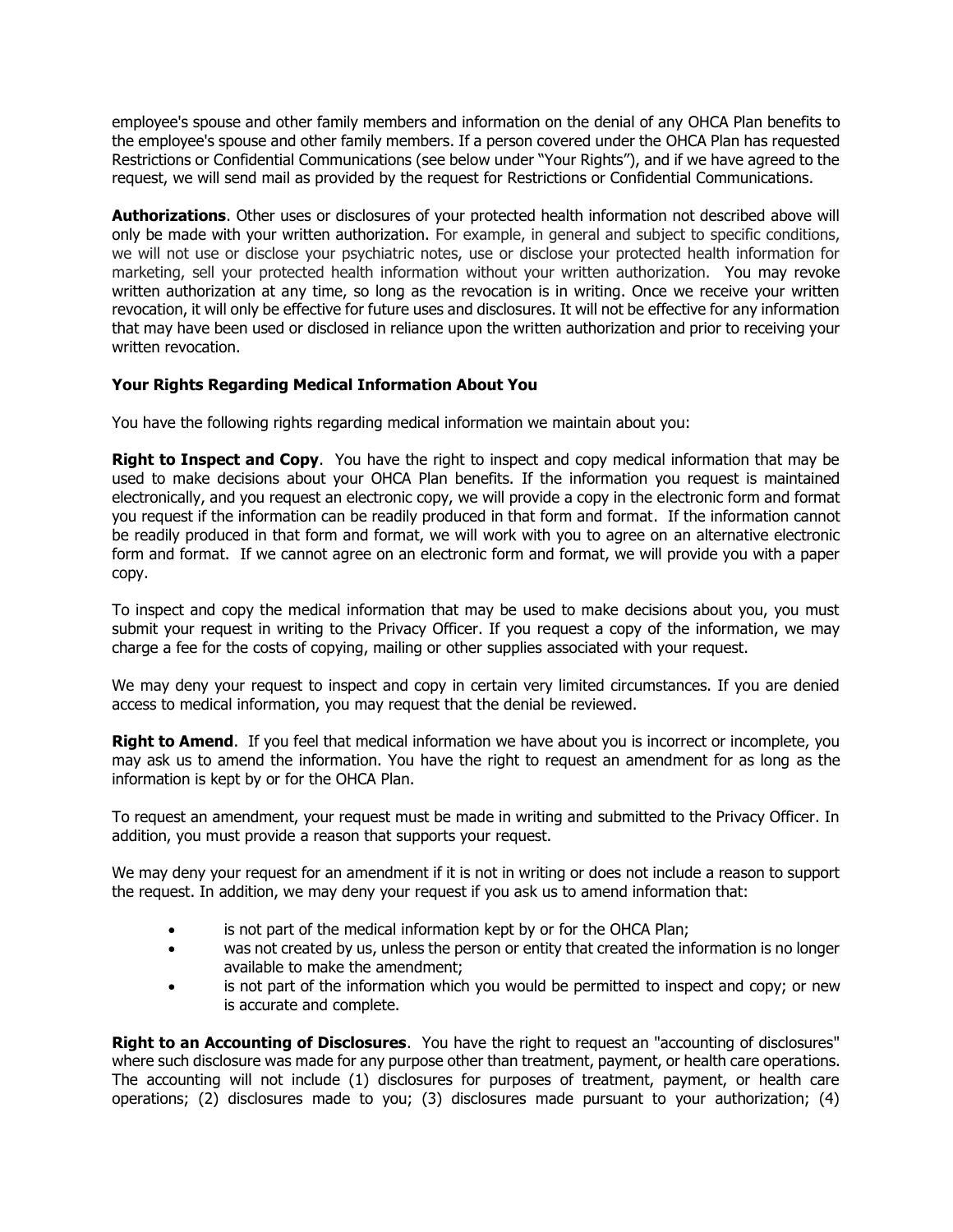employee's spouse and other family members and information on the denial of any OHCA Plan benefits to the employee's spouse and other family members. If a person covered under the OHCA Plan has requested Restrictions or Confidential Communications (see below under "Your Rights"), and if we have agreed to the request, we will send mail as provided by the request for Restrictions or Confidential Communications.

**Authorizations**. Other uses or disclosures of your protected health information not described above will only be made with your written authorization. For example, in general and subject to specific conditions, we will not use or disclose your psychiatric notes, use or disclose your protected health information for marketing, sell your protected health information without your written authorization. You may revoke written authorization at any time, so long as the revocation is in writing. Once we receive your written revocation, it will only be effective for future uses and disclosures. It will not be effective for any information that may have been used or disclosed in reliance upon the written authorization and prior to receiving your written revocation.

### Your Rights Regarding Medical Information About You

You have the following rights regarding medical information we maintain about you:

**Right to Inspect and Copy**. You have the right to inspect and copy medical information that may be used to make decisions about your OHCA Plan benefits. If the information you request is maintained electronically, and you request an electronic copy, we will provide a copy in the electronic form and format you request if the information can be readily produced in that form and format. If the information cannot be readily produced in that form and format, we will work with you to agree on an alternative electronic form and format. If we cannot agree on an electronic form and format, we will provide you with a paper copy.

To inspect and copy the medical information that may be used to make decisions about you, you must submit your request in writing to the Privacy Officer. If you request a copy of the information, we may charge a fee for the costs of copying, mailing or other supplies associated with your request.

We may deny your request to inspect and copy in certain very limited circumstances. If you are denied access to medical information, you may request that the denial be reviewed.

**Right to Amend**. If you feel that medical information we have about you is incorrect or incomplete, you may ask us to amend the information. You have the right to request an amendment for as long as the information is kept by or for the OHCA Plan.

To request an amendment, your request must be made in writing and submitted to the Privacy Officer. In addition, you must provide a reason that supports your request.

We may deny your request for an amendment if it is not in writing or does not include a reason to support the request. In addition, we may deny your request if you ask us to amend information that:

- is not part of the medical information kept by or for the OHCA Plan;
- was not created by us, unless the person or entity that created the information is no longer available to make the amendment;
- is not part of the information which you would be permitted to inspect and copy; or new is accurate and complete.

**Right to an Accounting of Disclosures**. You have the right to request an "accounting of disclosures" where such disclosure was made for any purpose other than treatment, payment, or health care operations. The accounting will not include (1) disclosures for purposes of treatment, payment, or health care operations; (2) disclosures made to you; (3) disclosures made pursuant to your authorization; (4)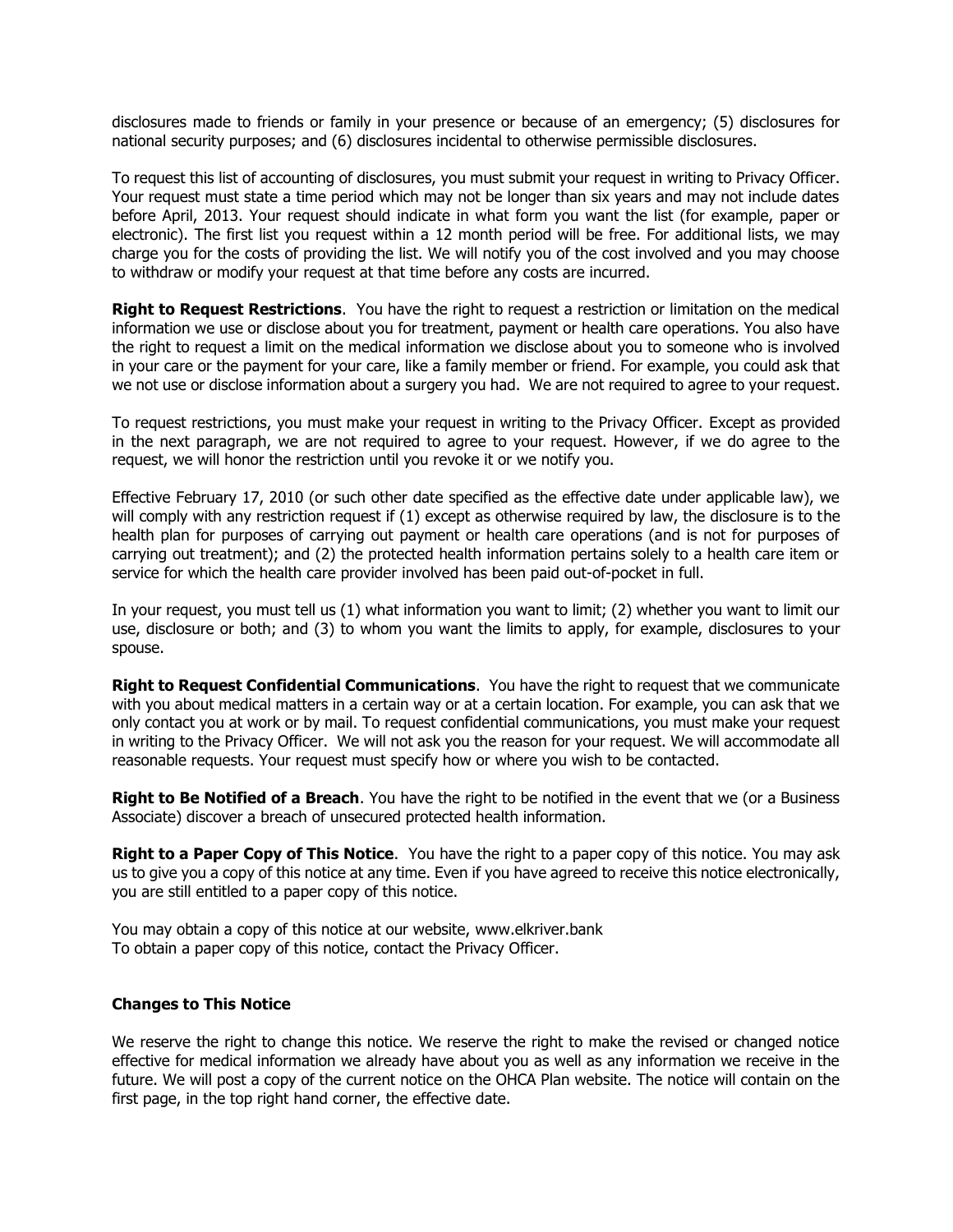disclosures made to friends or family in your presence or because of an emergency; (5) disclosures for national security purposes; and (6) disclosures incidental to otherwise permissible disclosures.

To request this list of accounting of disclosures, you must submit your request in writing to Privacy Officer. Your request must state a time period which may not be longer than six years and may not include dates before April, 2013. Your request should indicate in what form you want the list (for example, paper or electronic). The first list you request within a 12 month period will be free. For additional lists, we may charge you for the costs of providing the list. We will notify you of the cost involved and you may choose to withdraw or modify your request at that time before any costs are incurred.

**Right to Request Restrictions**. You have the right to request a restriction or limitation on the medical information we use or disclose about you for treatment, payment or health care operations. You also have the right to request a limit on the medical information we disclose about you to someone who is involved in your care or the payment for your care, like a family member or friend. For example, you could ask that we not use or disclose information about a surgery you had. We are not required to agree to your request.

To request restrictions, you must make your request in writing to the Privacy Officer. Except as provided in the next paragraph, we are not required to agree to your request. However, if we do agree to the request, we will honor the restriction until you revoke it or we notify you.

Effective February 17, 2010 (or such other date specified as the effective date under applicable law), we will comply with any restriction request if (1) except as otherwise required by law, the disclosure is to the health plan for purposes of carrying out payment or health care operations (and is not for purposes of carrying out treatment); and (2) the protected health information pertains solely to a health care item or service for which the health care provider involved has been paid out-of-pocket in full.

In your request, you must tell us (1) what information you want to limit; (2) whether you want to limit our use, disclosure or both; and (3) to whom you want the limits to apply, for example, disclosures to your spouse.

**Right to Request Confidential Communications**. You have the right to request that we communicate with you about medical matters in a certain way or at a certain location. For example, you can ask that we only contact you at work or by mail. To request confidential communications, you must make your request in writing to the Privacy Officer. We will not ask you the reason for your request. We will accommodate all reasonable requests. Your request must specify how or where you wish to be contacted.

**Right to Be Notified of a Breach**. You have the right to be notified in the event that we (or a Business Associate) discover a breach of unsecured protected health information.

**Right to a Paper Copy of This Notice**. You have the right to a paper copy of this notice. You may ask us to give you a copy of this notice at any time. Even if you have agreed to receive this notice electronically, you are still entitled to a paper copy of this notice.

You may obtain a copy of this notice at our website, www.elkriver.bank
To obtain a paper copy of this notice, contact the Privacy Officer.

### Changes to This Notice

We reserve the right to change this notice. We reserve the right to make the revised or changed notice effective for medical information we already have about you as well as any information we receive in the future. We will post a copy of the current notice on the OHCA Plan website. The notice will contain on the first page, in the top right hand corner, the effective date.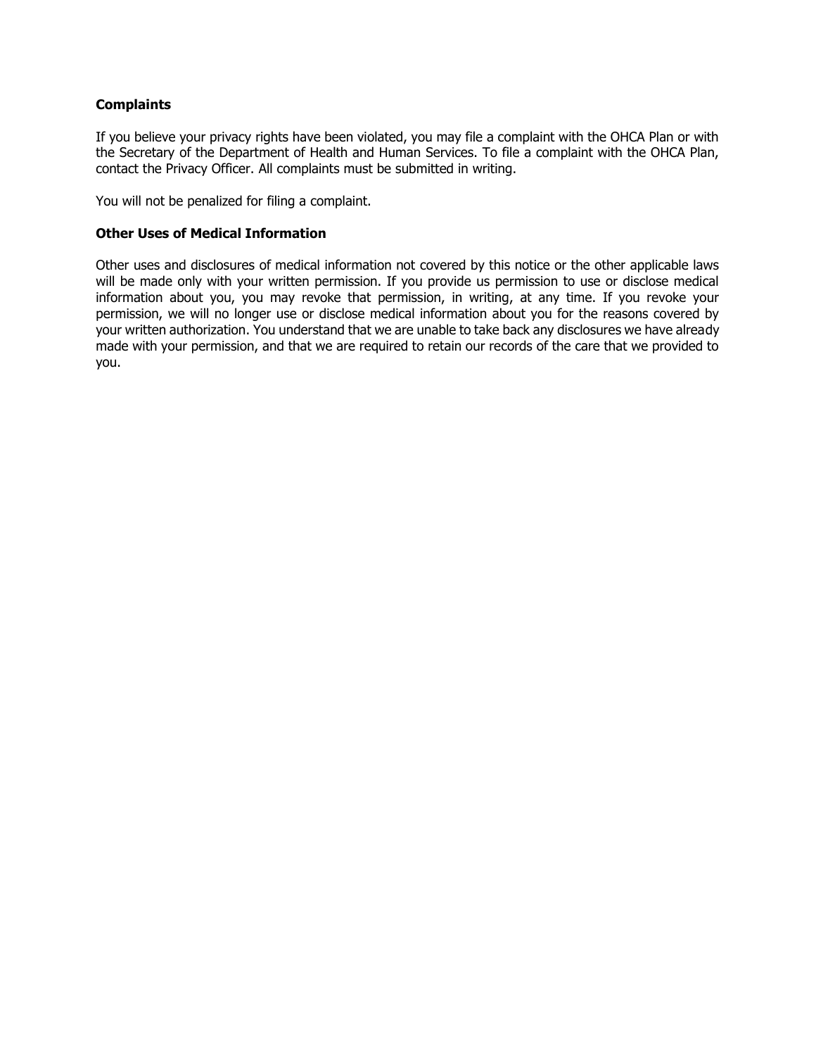**Complaints**

If you believe your privacy rights have been violated, you may file a complaint with the OHCA Plan or with the Secretary of the Department of Health and Human Services. To file a complaint with the OHCA Plan, contact the Privacy Officer. All complaints must be submitted in writing.

You will not be penalized for filing a complaint.

**Other Uses of Medical Information**

Other uses and disclosures of medical information not covered by this notice or the other applicable laws will be made only with your written permission. If you provide us permission to use or disclose medical information about you, you may revoke that permission, in writing, at any time. If you revoke your permission, we will no longer use or disclose medical information about you for the reasons covered by your written authorization. You understand that we are unable to take back any disclosures we have already made with your permission, and that we are required to retain our records of the care that we provided to you.